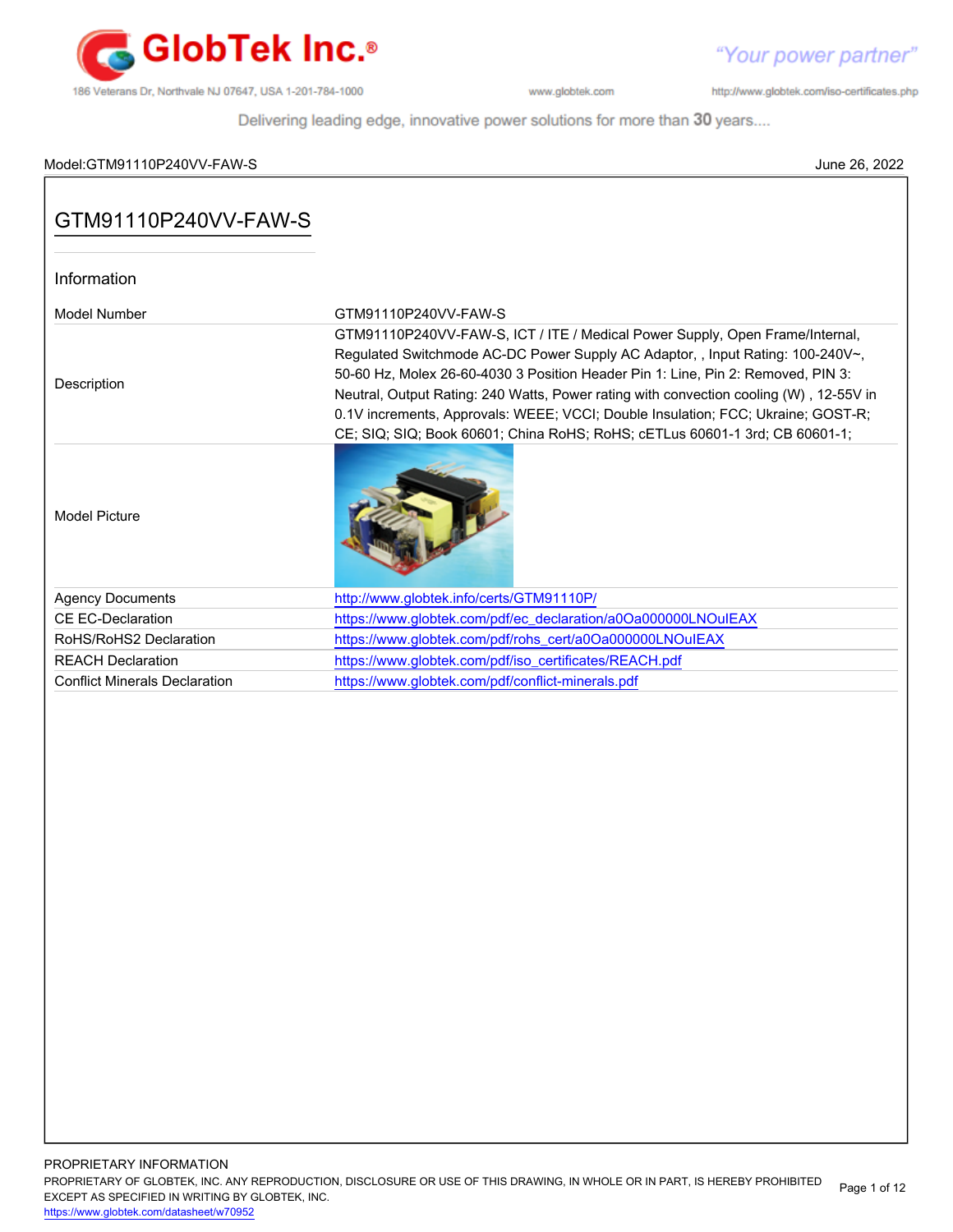Model:GTM91110P240VV-FAW-S June 26, 2022

# GTM91110P240VV-FAW-S

## Information

| | |
|---|---|
| Model Number | GTM91110P240VV-FAW-S |
| Description | GTM91110P240VV-FAW-S, ICT / ITE / Medical Power Supply, Open Frame/Internal, Regulated Switchmode AC-DC Power Supply AC Adaptor, , Input Rating: 100-240V~, 50-60 Hz, Molex 26-60-4030 3 Position Header Pin 1: Line, Pin 2: Removed, PIN 3: Neutral, Output Rating: 240 Watts, Power rating with convection cooling (W) , 12-55V in 0.1V increments, Approvals: WEEE; VCCI; Double Insulation; FCC; Ukraine; GOST-R; CE; SIQ; SIQ; Book 60601; China RoHS; RoHS; cETLus 60601-1 3rd; CB 60601-1; |
| Model Picture | |
| Agency Documents | http://www.globtek.info/certs/GTM91110P/ |
| CE EC-Declaration | https://www.globtek.com/pdf/ec_declaration/a0Oa000000LNOuIEAX |
| RoHS/RoHS2 Declaration | https://www.globtek.com/pdf/rohs_cert/a0Oa000000LNOuIEAX |
| REACH Declaration | https://www.globtek.com/pdf/iso_certificates/REACH.pdf |
| Conflict Minerals Declaration | https://www.globtek.com/pdf/conflict-minerals.pdf |

PROPRIETARY INFORMATION
PROPRIETARY OF GLOBTEK, INC. ANY REPRODUCTION, DISCLOSURE OR USE OF THIS DRAWING, IN WHOLE OR IN PART, IS HEREBY PROHIBITED EXCEPT AS SPECIFIED IN WRITING BY GLOBTEK, INC.
https://www.globtek.com/datasheet/w70952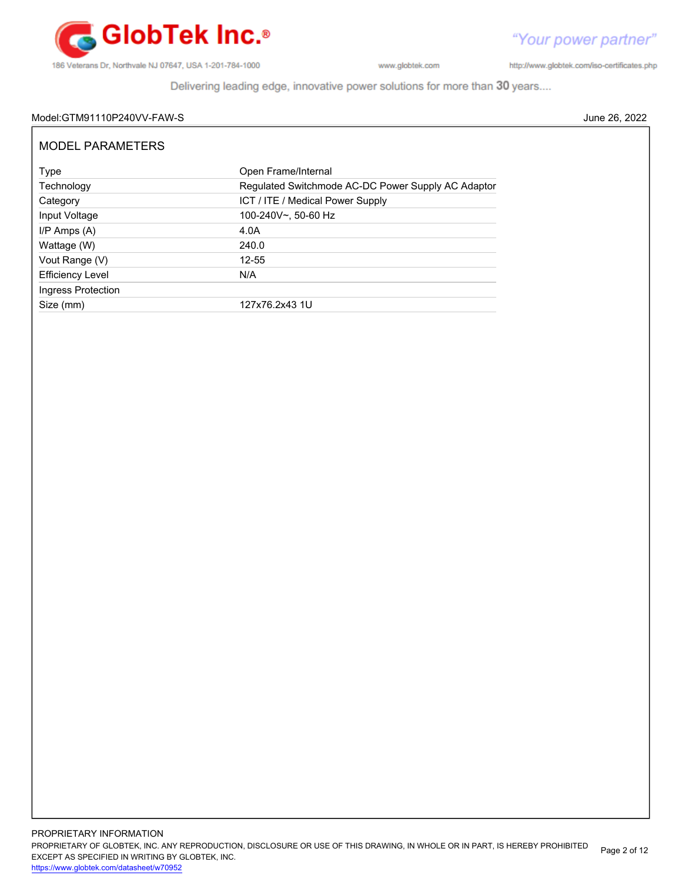Model:GTM91110P240VV-FAW-S June 26, 2022

## MODEL PARAMETERS

| | |
|---|---|
| Type | Open Frame/Internal |
| Technology | Regulated Switchmode AC-DC Power Supply AC Adaptor |
| Category | ICT / ITE / Medical Power Supply |
| Input Voltage | 100-240V~, 50-60 Hz |
| I/P Amps (A) | 4.0A |
| Wattage (W) | 240.0 |
| Vout Range (V) | 12-55 |
| Efficiency Level | N/A |
| Ingress Protection | |
| Size (mm) | 127x76.2x43 1U |

PROPRIETARY INFORMATION

PROPRIETARY OF GLOBTEK, INC. ANY REPRODUCTION, DISCLOSURE OR USE OF THIS DRAWING, IN WHOLE OR IN PART, IS HEREBY PROHIBITED EXCEPT AS SPECIFIED IN WRITING BY GLOBTEK, INC.

https://www.globtek.com/datasheet/w70952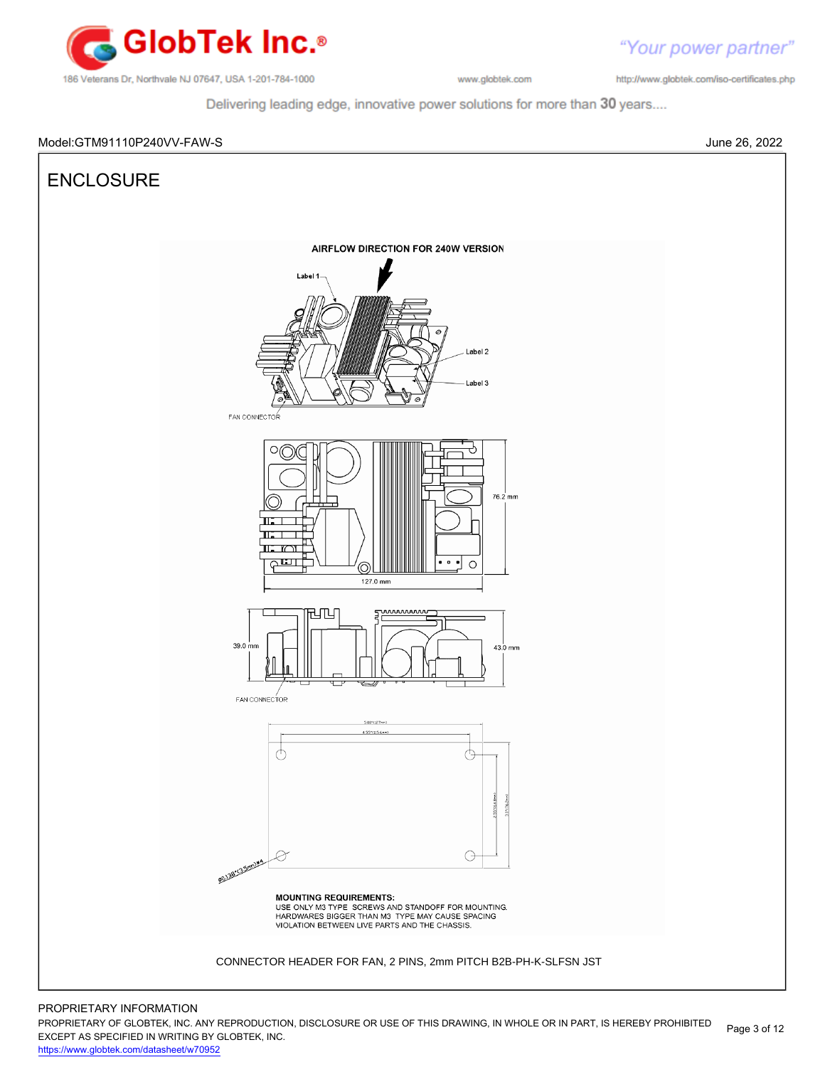Model:GTM91110P240VV-FAW-S

June 26, 2022

# ENCLOSURE

AIRFLOW DIRECTION FOR 240W VERSION

Label 1

Label 2

Label 3

FAN CONNECTOR

76.2 mm

127.0 mm

39.0 mm

43.0 mm

FAN CONNECTOR

**MOUNTING REQUIREMENTS:**
USE ONLY M3 TYPE SCREWS AND STANDOFF FOR MOUNTING.
HARDWARES BIGGER THAN M3 TYPE MAY CAUSE SPACING VIOLATION BETWEEN LIVE PARTS AND THE CHASSIS.

CONNECTOR HEADER FOR FAN, 2 PINS, 2mm PITCH B2B-PH-K-SLFSN JST

PROPRIETARY INFORMATION

PROPRIETARY OF GLOBTEK, INC. ANY REPRODUCTION, DISCLOSURE OR USE OF THIS DRAWING, IN WHOLE OR IN PART, IS HEREBY PROHIBITED EXCEPT AS SPECIFIED IN WRITING BY GLOBTEK, INC.

https://www.globtek.com/datasheet/w70952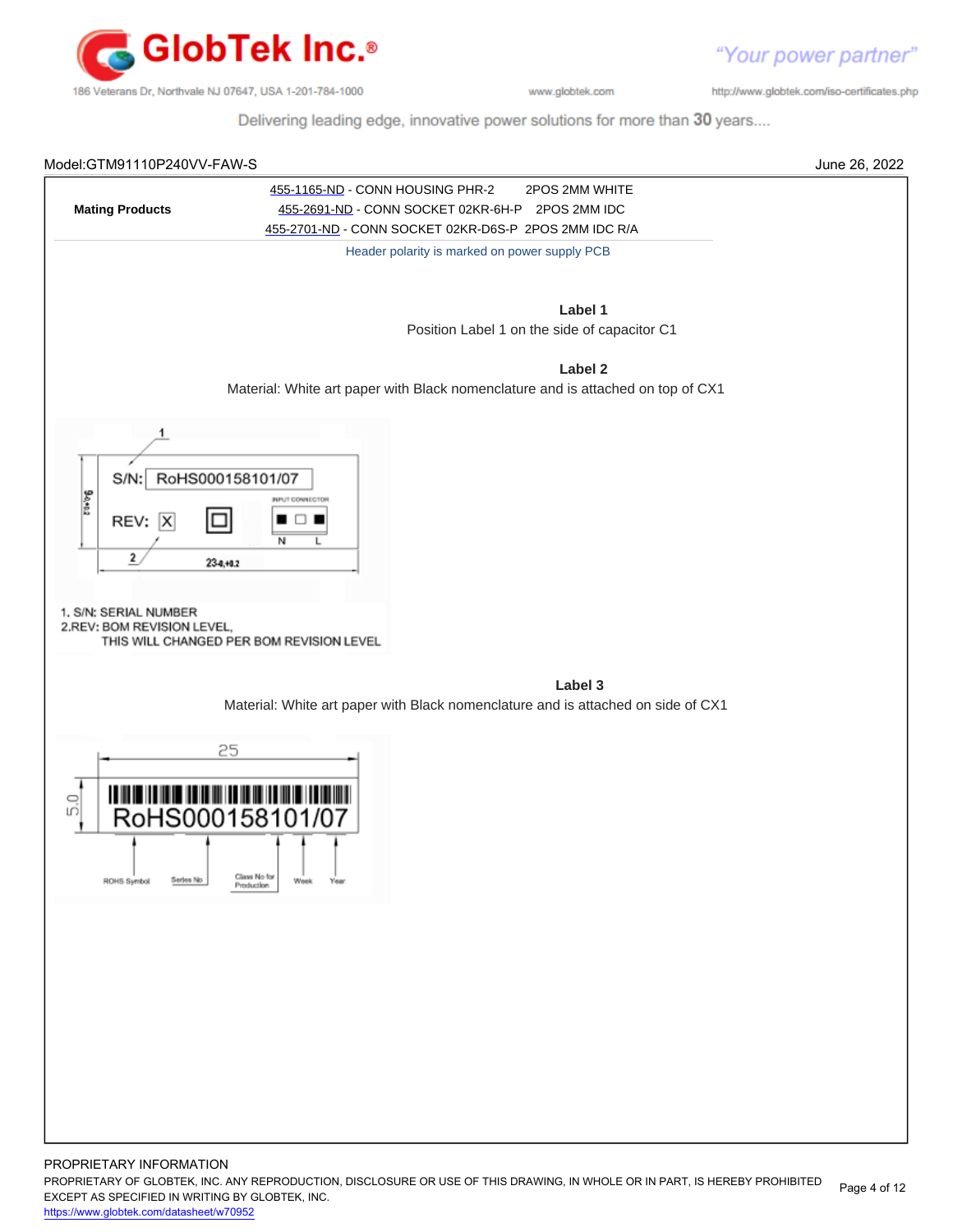Model:GTM91110P240VV-FAW-S

June 26, 2022

| Mating Products | 455-1165-ND - CONN HOUSING PHR-2 2POS 2MM WHITE<br>455-2691-ND - CONN SOCKET 02KR-6H-P 2POS 2MM IDC<br>455-2701-ND - CONN SOCKET 02KR-D6S-P 2POS 2MM IDC R/A |
|---|---|

Header polarity is marked on power supply PCB

**Label 1**

Position Label 1 on the side of capacitor C1

**Label 2**

Material: White art paper with Black nomenclature and is attached on top of CX1

S/N: RoHS000158101/07

REV: X

INPUT CONNECTOR

N L

9.0±0.2

23.0±0.2

1

2

1. S/N: SERIAL NUMBER
2. REV: BOM REVISION LEVEL, THIS WILL CHANGED PER BOM REVISION LEVEL

**Label 3**

Material: White art paper with Black nomenclature and is attached on side of CX1

25

5.0

RoHS000158101/07

ROHS Symbol — Series No — Class No for Production — Week — Year

PROPRIETARY INFORMATION

PROPRIETARY OF GLOBTEK, INC. ANY REPRODUCTION, DISCLOSURE OR USE OF THIS DRAWING, IN WHOLE OR IN PART, IS HEREBY PROHIBITED EXCEPT AS SPECIFIED IN WRITING BY GLOBTEK, INC.

https://www.globtek.com/datasheet/w70952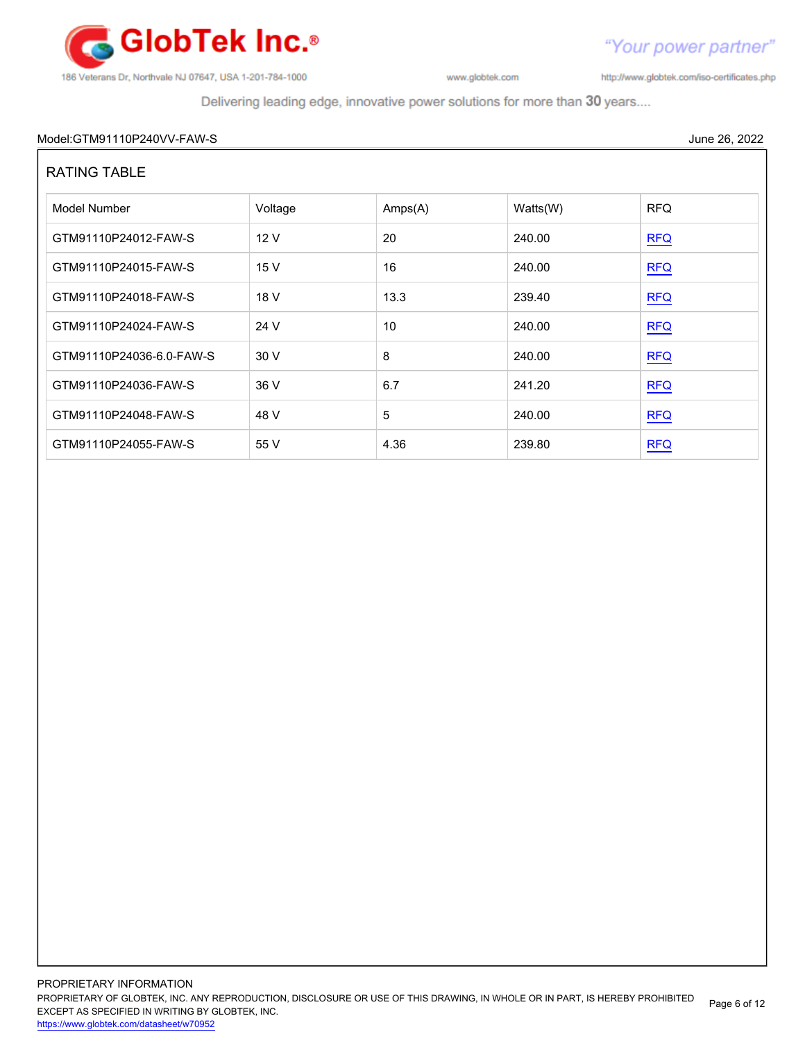Model:GTM91110P240VV-FAW-S June 26, 2022

## RATING TABLE

| Model Number | Voltage | Amps(A) | Watts(W) | RFQ |
|---|---|---|---|---|
| GTM91110P24012-FAW-S | 12 V | 20 | 240.00 | RFQ |
| GTM91110P24015-FAW-S | 15 V | 16 | 240.00 | RFQ |
| GTM91110P24018-FAW-S | 18 V | 13.3 | 239.40 | RFQ |
| GTM91110P24024-FAW-S | 24 V | 10 | 240.00 | RFQ |
| GTM91110P24036-6.0-FAW-S | 30 V | 8 | 240.00 | RFQ |
| GTM91110P24036-FAW-S | 36 V | 6.7 | 241.20 | RFQ |
| GTM91110P24048-FAW-S | 48 V | 5 | 240.00 | RFQ |
| GTM91110P24055-FAW-S | 55 V | 4.36 | 239.80 | RFQ |

PROPRIETARY INFORMATION
PROPRIETARY OF GLOBTEK, INC. ANY REPRODUCTION, DISCLOSURE OR USE OF THIS DRAWING, IN WHOLE OR IN PART, IS HEREBY PROHIBITED EXCEPT AS SPECIFIED IN WRITING BY GLOBTEK, INC.
https://www.globtek.com/datasheet/w70952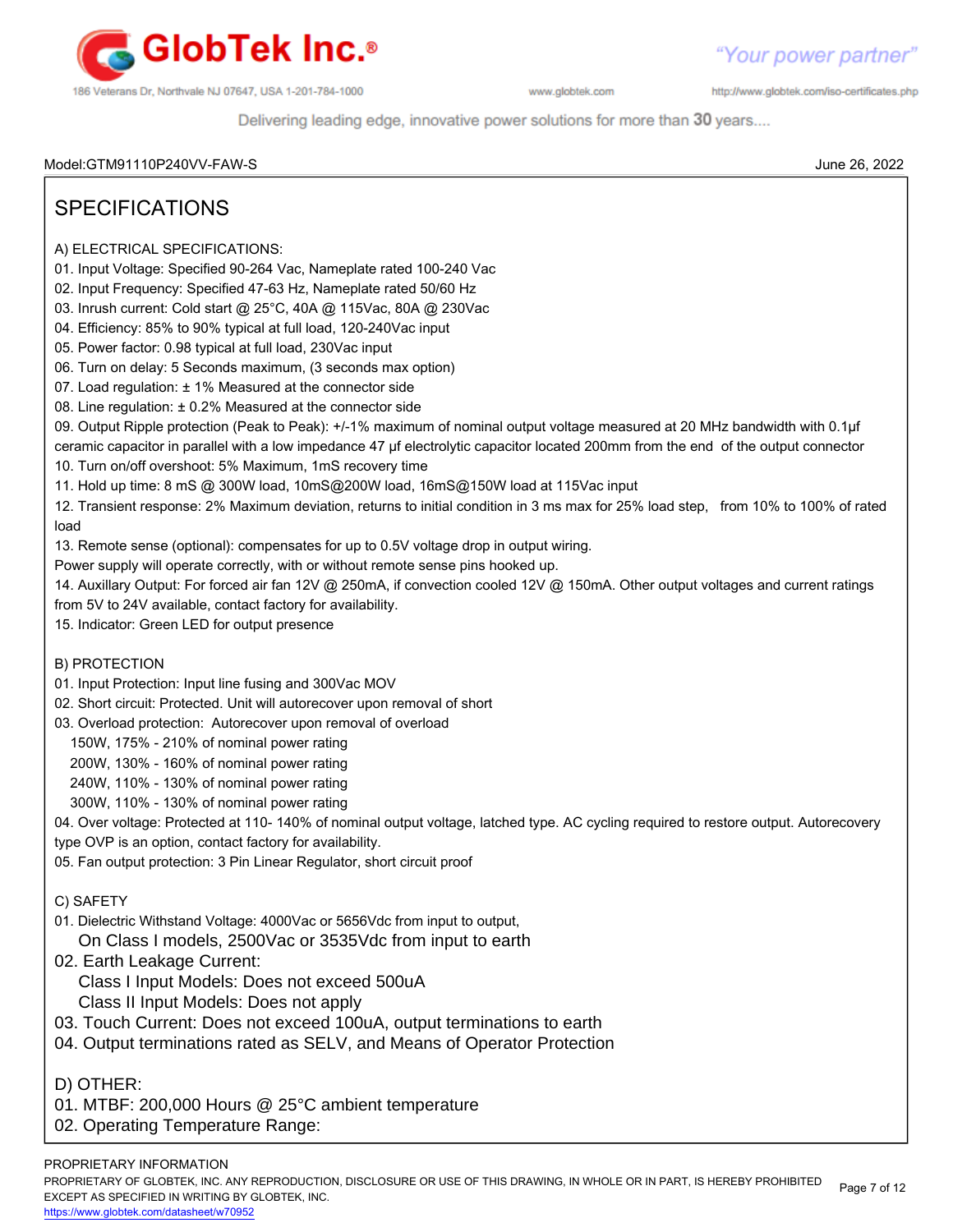Model:GTM91110P240VV-FAW-S

June 26, 2022

# SPECIFICATIONS

A) ELECTRICAL SPECIFICATIONS:

01. Input Voltage: Specified 90-264 Vac, Nameplate rated 100-240 Vac
02. Input Frequency: Specified 47-63 Hz, Nameplate rated 50/60 Hz
03. Inrush current: Cold start @ 25°C, 40A @ 115Vac, 80A @ 230Vac
04. Efficiency: 85% to 90% typical at full load, 120-240Vac input
05. Power factor: 0.98 typical at full load, 230Vac input
06. Turn on delay: 5 Seconds maximum, (3 seconds max option)
07. Load regulation: ± 1% Measured at the connector side
08. Line regulation: ± 0.2% Measured at the connector side
09. Output Ripple protection (Peak to Peak): +/-1% maximum of nominal output voltage measured at 20 MHz bandwidth with 0.1µf ceramic capacitor in parallel with a low impedance 47 µf electrolytic capacitor located 200mm from the end of the output connector
10. Turn on/off overshoot: 5% Maximum, 1mS recovery time
11. Hold up time: 8 mS @ 300W load, 10mS@200W load, 16mS@150W load at 115Vac input
12. Transient response: 2% Maximum deviation, returns to initial condition in 3 ms max for 25% load step, from 10% to 100% of rated load
13. Remote sense (optional): compensates for up to 0.5V voltage drop in output wiring.
    Power supply will operate correctly, with or without remote sense pins hooked up.
14. Auxillary Output: For forced air fan 12V @ 250mA, if convection cooled 12V @ 150mA. Other output voltages and current ratings from 5V to 24V available, contact factory for availability.
15. Indicator: Green LED for output presence

B) PROTECTION

01. Input Protection: Input line fusing and 300Vac MOV
02. Short circuit: Protected. Unit will autorecover upon removal of short
03. Overload protection: Autorecover upon removal of overload
    - 150W, 175% - 210% of nominal power rating
    - 200W, 130% - 160% of nominal power rating
    - 240W, 110% - 130% of nominal power rating
    - 300W, 110% - 130% of nominal power rating
04. Over voltage: Protected at 110- 140% of nominal output voltage, latched type. AC cycling required to restore output. Autorecovery type OVP is an option, contact factory for availability.
05. Fan output protection: 3 Pin Linear Regulator, short circuit proof

C) SAFETY

01. Dielectric Withstand Voltage: 4000Vac or 5656Vdc from input to output,
    On Class I models, 2500Vac or 3535Vdc from input to earth
02. Earth Leakage Current:
    Class I Input Models: Does not exceed 500uA
    Class II Input Models: Does not apply
03. Touch Current: Does not exceed 100uA, output terminations to earth
04. Output terminations rated as SELV, and Means of Operator Protection

D) OTHER:

01. MTBF: 200,000 Hours @ 25°C ambient temperature
02. Operating Temperature Range:

PROPRIETARY INFORMATION
PROPRIETARY OF GLOBTEK, INC. ANY REPRODUCTION, DISCLOSURE OR USE OF THIS DRAWING, IN WHOLE OR IN PART, IS HEREBY PROHIBITED EXCEPT AS SPECIFIED IN WRITING BY GLOBTEK, INC.
https://www.globtek.com/datasheet/w70952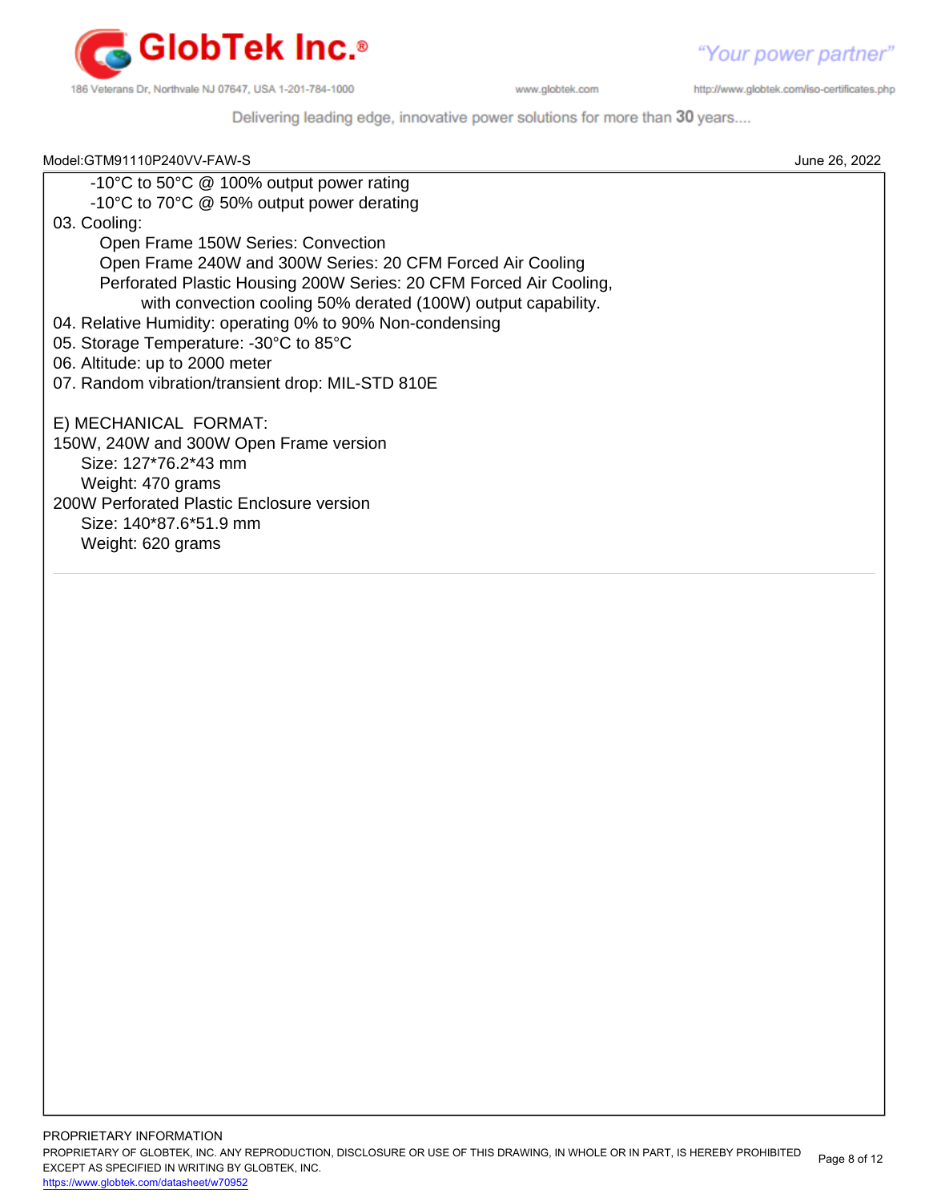-10°C to 50°C @ 100% output power rating
-10°C to 70°C @ 50% output power derating

03. Cooling:
    Open Frame 150W Series: Convection
    Open Frame 240W and 300W Series: 20 CFM Forced Air Cooling
    Perforated Plastic Housing 200W Series: 20 CFM Forced Air Cooling,
        with convection cooling 50% derated (100W) output capability.

04. Relative Humidity: operating 0% to 90% Non-condensing

05. Storage Temperature: -30°C to 85°C

06. Altitude: up to 2000 meter

07. Random vibration/transient drop: MIL-STD 810E

E) MECHANICAL FORMAT:

150W, 240W and 300W Open Frame version
- Size: 127*76.2*43 mm
- Weight: 470 grams

200W Perforated Plastic Enclosure version
- Size: 140*87.6*51.9 mm
- Weight: 620 grams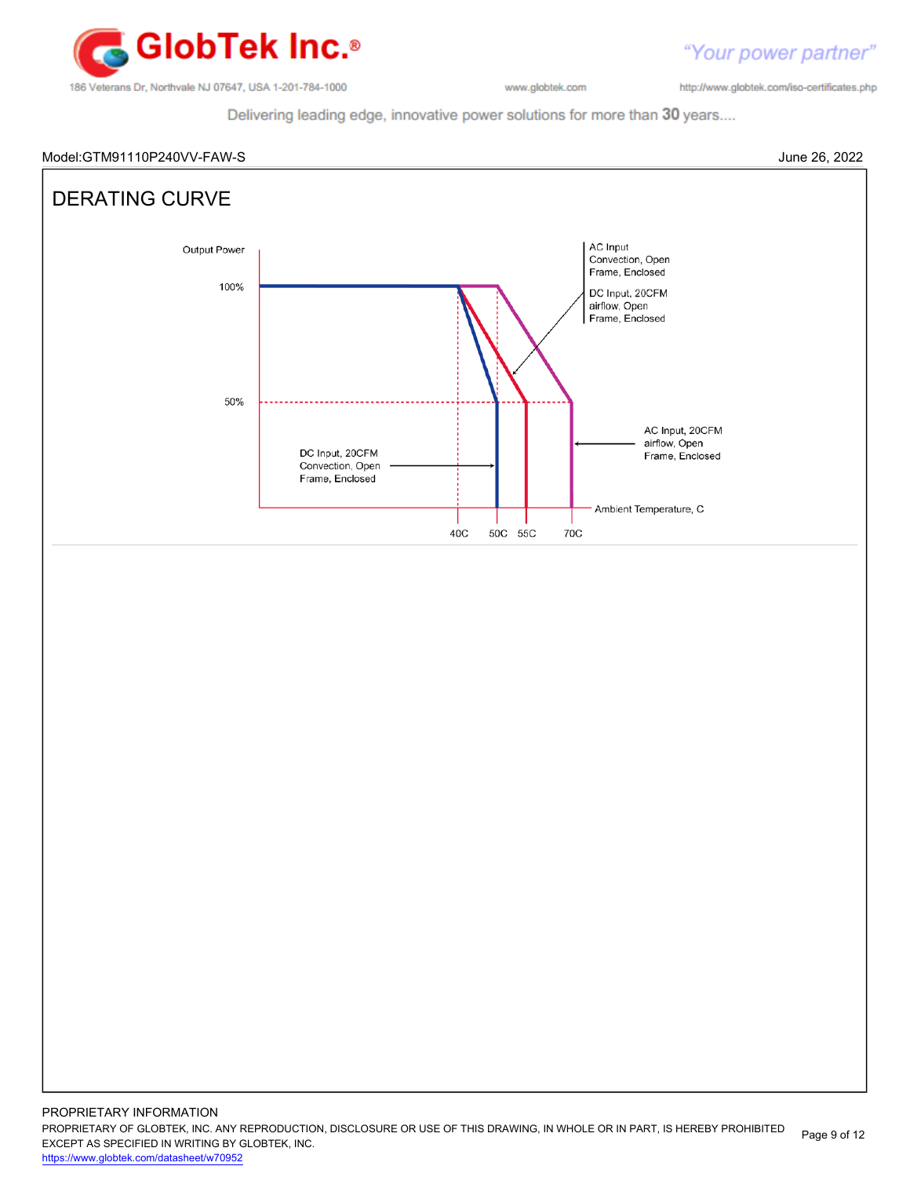Model:GTM91110P240VV-FAW-S

June 26, 2022

# DERATING CURVE

Output Power

100%

50%

AC Input Convection, Open Frame, Enclosed

DC Input, 20CFM airflow, Open Frame, Enclosed

AC Input, 20CFM airflow, Open Frame, Enclosed

DC Input, 20CFM Convection, Open Frame, Enclosed

Ambient Temperature, C

40C 50C 55C 70C

PROPRIETARY INFORMATION

PROPRIETARY OF GLOBTEK, INC. ANY REPRODUCTION, DISCLOSURE OR USE OF THIS DRAWING, IN WHOLE OR IN PART, IS HEREBY PROHIBITED EXCEPT AS SPECIFIED IN WRITING BY GLOBTEK, INC.

https://www.globtek.com/datasheet/w70952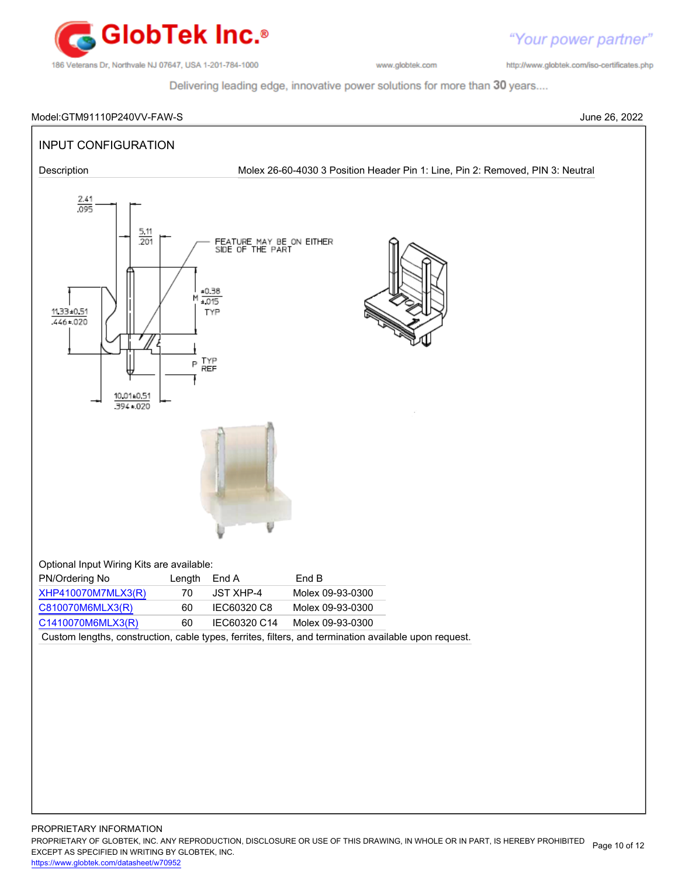Model:GTM91110P240VV-FAW-S June 26, 2022

## INPUT CONFIGURATION

| Description | Molex 26-60-4030 3 Position Header Pin 1: Line, Pin 2: Removed, PIN 3: Neutral |
|---|---|

2.41
.095

5.11
.201

FEATURE MAY BE ON EITHER SIDE OF THE PART

11.33±0.51
.446±.020

M ±0.38 ±.015 TYP

P TYP REF

10.01±0.51
.394±.020

Optional Input Wiring Kits are available:

| PN/Ordering No | Length | End A | End B |
|---|---|---|---|
| XHP410070M7MLX3(R) | 70 | JST XHP-4 | Molex 09-93-0300 |
| C810070M6MLX3(R) | 60 | IEC60320 C8 | Molex 09-93-0300 |
| C1410070M6MLX3(R) | 60 | IEC60320 C14 | Molex 09-93-0300 |

Custom lengths, construction, cable types, ferrites, filters, and termination available upon request.

PROPRIETARY INFORMATION
PROPRIETARY OF GLOBTEK, INC. ANY REPRODUCTION, DISCLOSURE OR USE OF THIS DRAWING, IN WHOLE OR IN PART, IS HEREBY PROHIBITED EXCEPT AS SPECIFIED IN WRITING BY GLOBTEK, INC.
https://www.globtek.com/datasheet/w70952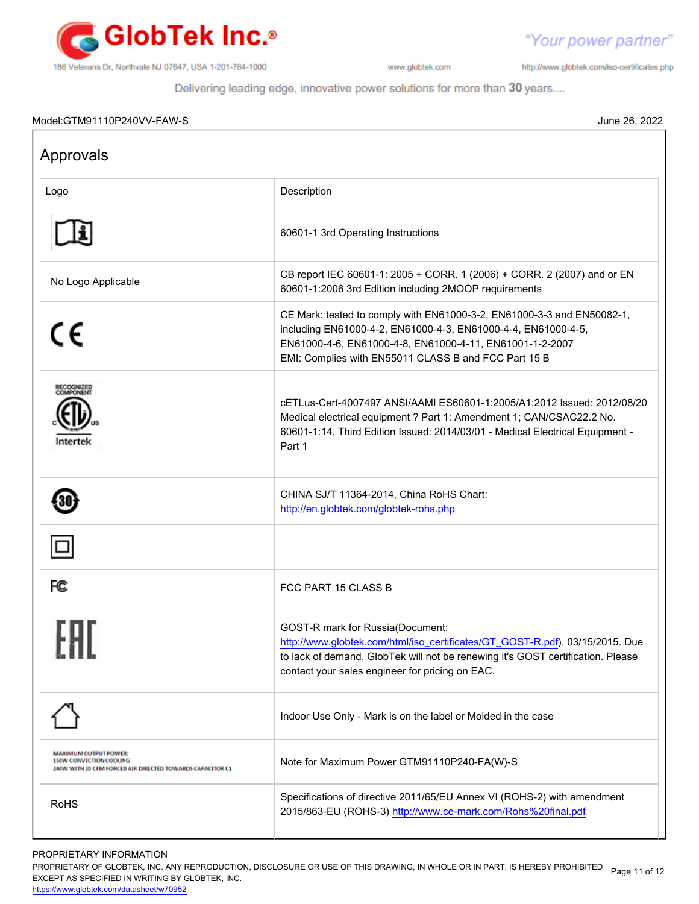Model:GTM91110P240VV-FAW-S June 26, 2022

## Approvals

| Logo | Description |
|---|---|
| | 60601-1 3rd Operating Instructions |
| No Logo Applicable | CB report IEC 60601-1: 2005 + CORR. 1 (2006) + CORR. 2 (2007) and or EN 60601-1:2006 3rd Edition including 2MOOP requirements |
| CE | CE Mark: tested to comply with EN61000-3-2, EN61000-3-3 and EN50082-1, including EN61000-4-2, EN61000-4-3, EN61000-4-4, EN61000-4-5, EN61000-4-6, EN61000-4-8, EN61000-4-11, EN61001-1-2-2007 EMI: Complies with EN55011 CLASS B and FCC Part 15 B |
| RECOGNIZED COMPONENT c ETL us Intertek | cETLus-Cert-4007497 ANSI/AAMI ES60601-1:2005/A1:2012 Issued: 2012/08/20 Medical electrical equipment ? Part 1: Amendment 1; CAN/CSAC22.2 No. 60601-1:14, Third Edition Issued: 2014/03/01 - Medical Electrical Equipment - Part 1 |
| 30 | CHINA SJ/T 11364-2014, China RoHS Chart: http://en.globtek.com/globtek-rohs.php |
| | |
| FC | FCC PART 15 CLASS B |
| EAC | GOST-R mark for Russia(Document: http://www.globtek.com/html/iso_certificates/GT_GOST-R.pdf). 03/15/2015. Due to lack of demand, GlobTek will not be renewing it's GOST certification. Please contact your sales engineer for pricing on EAC. |
| | Indoor Use Only - Mark is on the label or Molded in the case |
| MAXIMUM OUTPUT POWER: 150W CONVECTION COOLING 240W WITH 20 CFM FORCED AIR DIRECTED TOWARDS CAPACITOR C1 | Note for Maximum Power GTM91110P240-FA(W)-S |
| RoHS | Specifications of directive 2011/65/EU Annex VI (ROHS-2) with amendment 2015/863-EU (ROHS-3) http://www.ce-mark.com/Rohs%20final.pdf |

PROPRIETARY INFORMATION
PROPRIETARY OF GLOBTEK, INC. ANY REPRODUCTION, DISCLOSURE OR USE OF THIS DRAWING, IN WHOLE OR IN PART, IS HEREBY PROHIBITED EXCEPT AS SPECIFIED IN WRITING BY GLOBTEK, INC.
https://www.globtek.com/datasheet/w70952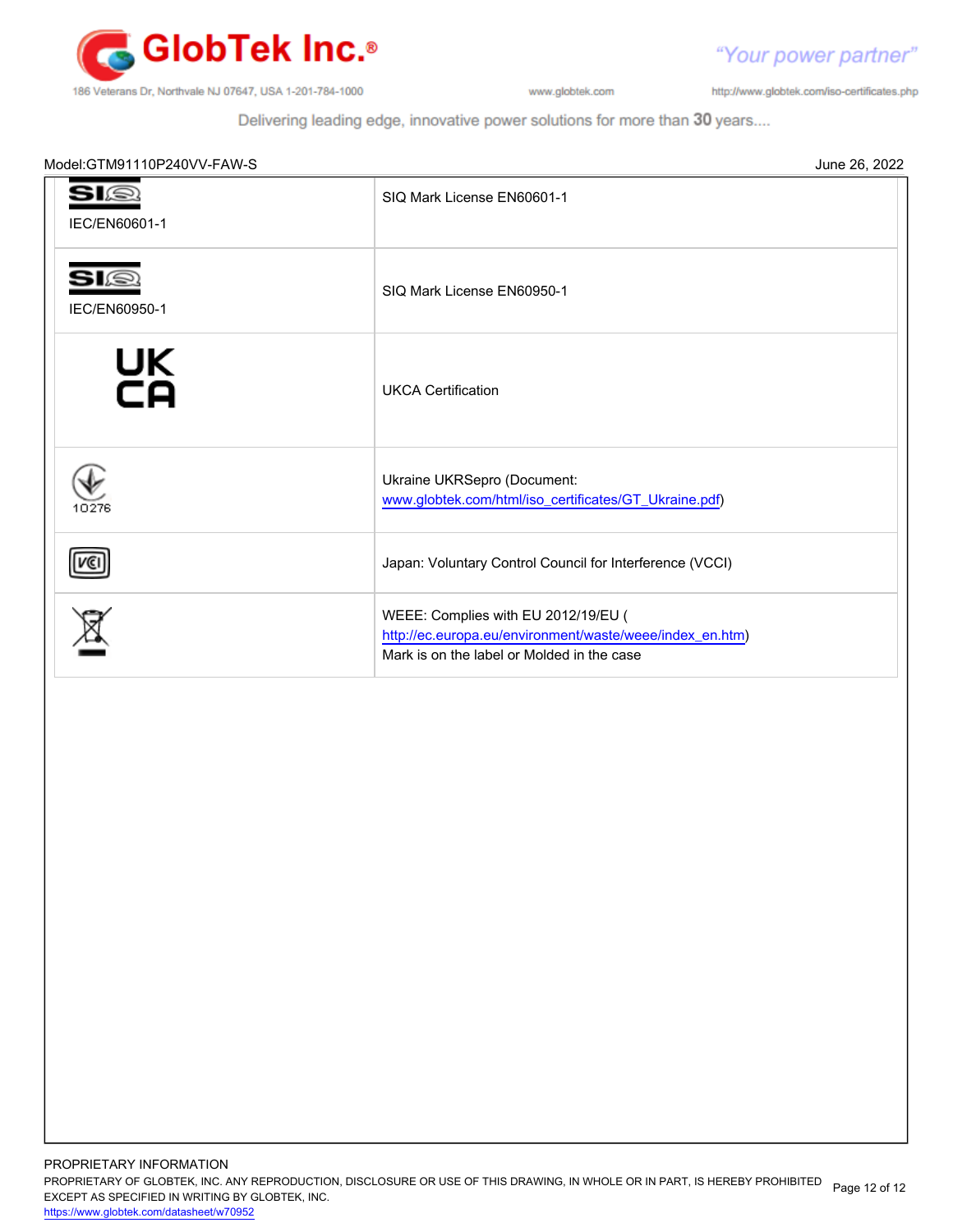Model:GTM91110P240VV-FAW-S June 26, 2022

| | |
|---|---|
| SIQ IEC/EN60601-1 | SIQ Mark License EN60601-1 |
| SIQ IEC/EN60950-1 | SIQ Mark License EN60950-1 |
| UK CA | UKCA Certification |
| 10276 | Ukraine UKRSepro (Document: www.globtek.com/html/iso_certificates/GT_Ukraine.pdf) |
| VCI | Japan: Voluntary Control Council for Interference (VCCI) |
| | WEEE: Complies with EU 2012/19/EU ( http://ec.europa.eu/environment/waste/weee/index_en.htm) Mark is on the label or Molded in the case |

PROPRIETARY INFORMATION
PROPRIETARY OF GLOBTEK, INC. ANY REPRODUCTION, DISCLOSURE OR USE OF THIS DRAWING, IN WHOLE OR IN PART, IS HEREBY PROHIBITED EXCEPT AS SPECIFIED IN WRITING BY GLOBTEK, INC.
https://www.globtek.com/datasheet/w70952